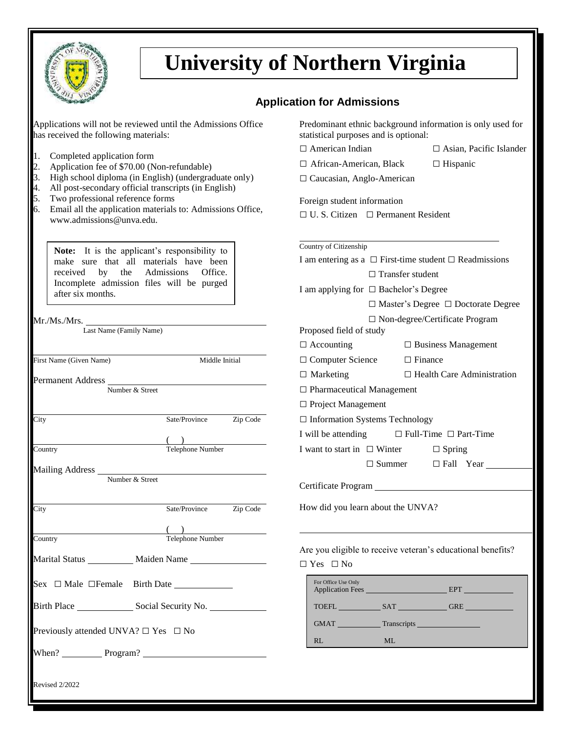# University of Northern Virginia

## Application for Admissions

Applications will not be reviewed until the Admissions Office has received the following materials:

1. Completed application form
2. Application fee of $70.00 (Non-refundable)
3. High school diploma (in English) (undergraduate only)
4. All post-secondary official transcripts (in English)
5. Two professional reference forms
6. Email all the application materials to: Admissions Office, www.admissions@unva.edu.

> **Note:** It is the applicant's responsibility to make sure that all materials have been received by the Admissions Office. Incomplete admission files will be purged after six months.

Mr./Ms./Mrs. ______________________________
Last Name (Family Name)

______________________________
First Name (Given Name) Middle Initial

Permanent Address ______________________________
Number & Street

______________________________
City Sate/Province Zip Code

( ) ______________________________
Country Telephone Number

Mailing Address ______________________________
Number & Street

______________________________
City Sate/Province Zip Code

( ) ______________________________
Country Telephone Number

Marital Status __________ Maiden Name ______________

Sex ☐ Male ☐Female Birth Date ____________

Birth Place ____________ Social Security No. ____________

Previously attended UNVA? ☐ Yes ☐ No

When? _________ Program? ______________________

Revised 2/2022

Predominant ethnic background information is only used for statistical purposes and is optional:

☐ American Indian ☐ Asian, Pacific Islander

☐ African-American, Black ☐ Hispanic

☐ Caucasian, Anglo-American

Foreign student information

☐ U. S. Citizen ☐ Permanent Resident

______________________________
Country of Citizenship

I am entering as a ☐ First-time student ☐ Readmissions

☐ Transfer student

I am applying for ☐ Bachelor's Degree

☐ Master's Degree ☐ Doctorate Degree

☐ Non-degree/Certificate Program

Proposed field of study

☐ Accounting ☐ Business Management

☐ Computer Science ☐ Finance

☐ Marketing ☐ Health Care Administration

☐ Pharmaceutical Management

☐ Project Management

☐ Information Systems Technology

I will be attending ☐ Full-Time ☐ Part-Time

I want to start in ☐ Winter ☐ Spring

☐ Summer ☐ Fall Year __________

Certificate Program ______________________________

How did you learn about the UNVA?

______________________________

Are you eligible to receive veteran's educational benefits?

☐ Yes ☐ No

For Office Use Only

Application Fees ____________ EPT ____________

TOEFL ________ SAT ________ GRE ________

GMAT ________ Transcripts ____________

RL ML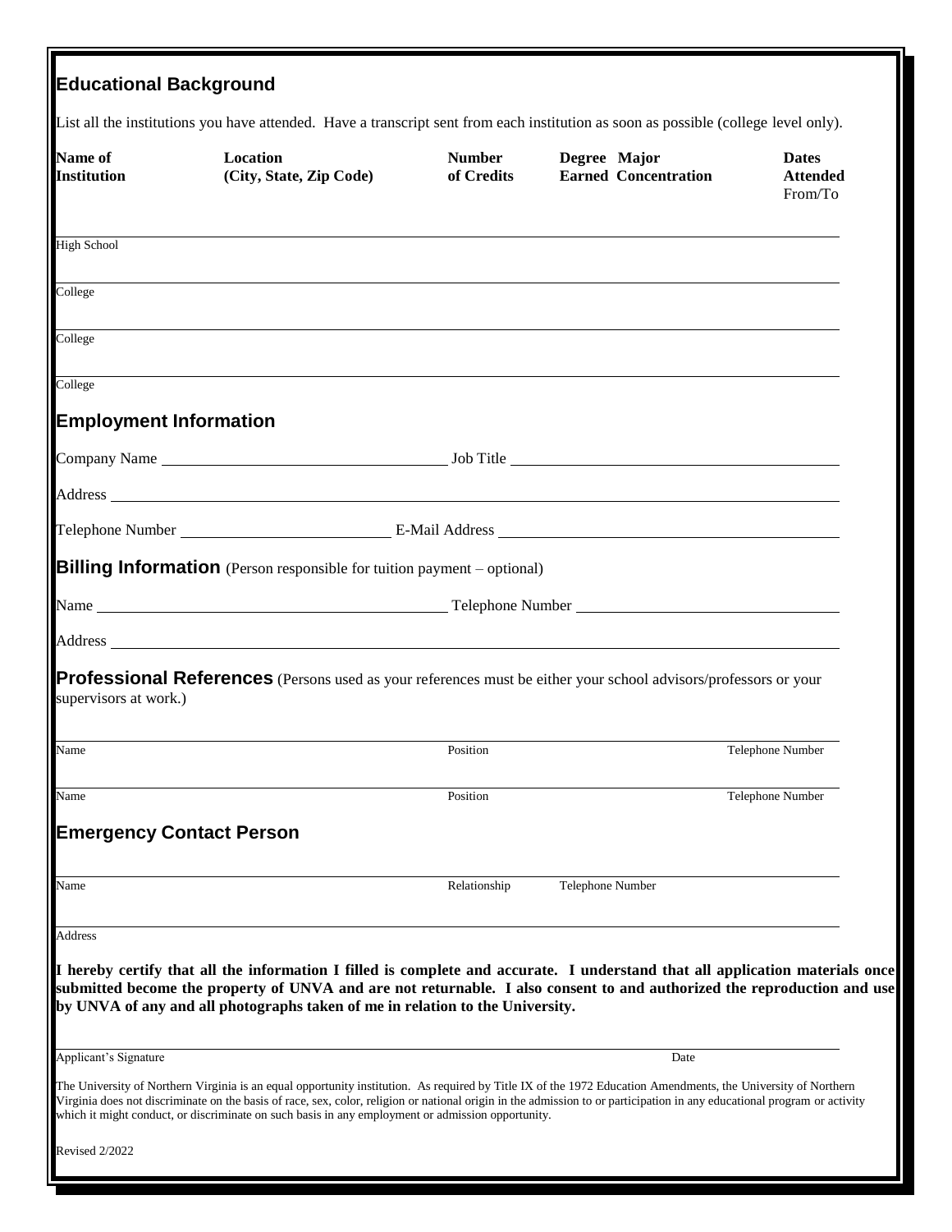## Educational Background

List all the institutions you have attended. Have a transcript sent from each institution as soon as possible (college level only).

| Name of Institution | Location (City, State, Zip Code) | Number of Credits | Degree Earned | Major Concentration | Dates Attended From/To |
|---|---|---|---|---|---|
| High School | | | | | |
| College | | | | | |
| College | | | | | |
| College | | | | | |

## Employment Information

Company Name ______________________ Job Title ______________________

Address ______________________

Telephone Number ______________________ E-Mail Address ______________________

## Billing Information (Person responsible for tuition payment – optional)

Name ______________________ Telephone Number ______________________

Address ______________________

## Professional References (Persons used as your references must be either your school advisors/professors or your supervisors at work.)

| Name | Position | Telephone Number |
|---|---|---|
| | | |
| | | |

## Emergency Contact Person

Name ______________________ Relationship ______________________ Telephone Number ______________________

Address ______________________

**I hereby certify that all the information I filled is complete and accurate. I understand that all application materials once submitted become the property of UNVA and are not returnable. I also consent to and authorized the reproduction and use by UNVA of any and all photographs taken of me in relation to the University.**

Applicant's Signature ______________________ Date ______________________

The University of Northern Virginia is an equal opportunity institution. As required by Title IX of the 1972 Education Amendments, the University of Northern Virginia does not discriminate on the basis of race, sex, color, religion or national origin in the admission to or participation in any educational program or activity which it might conduct, or discriminate on such basis in any employment or admission opportunity.

Revised 2/2022